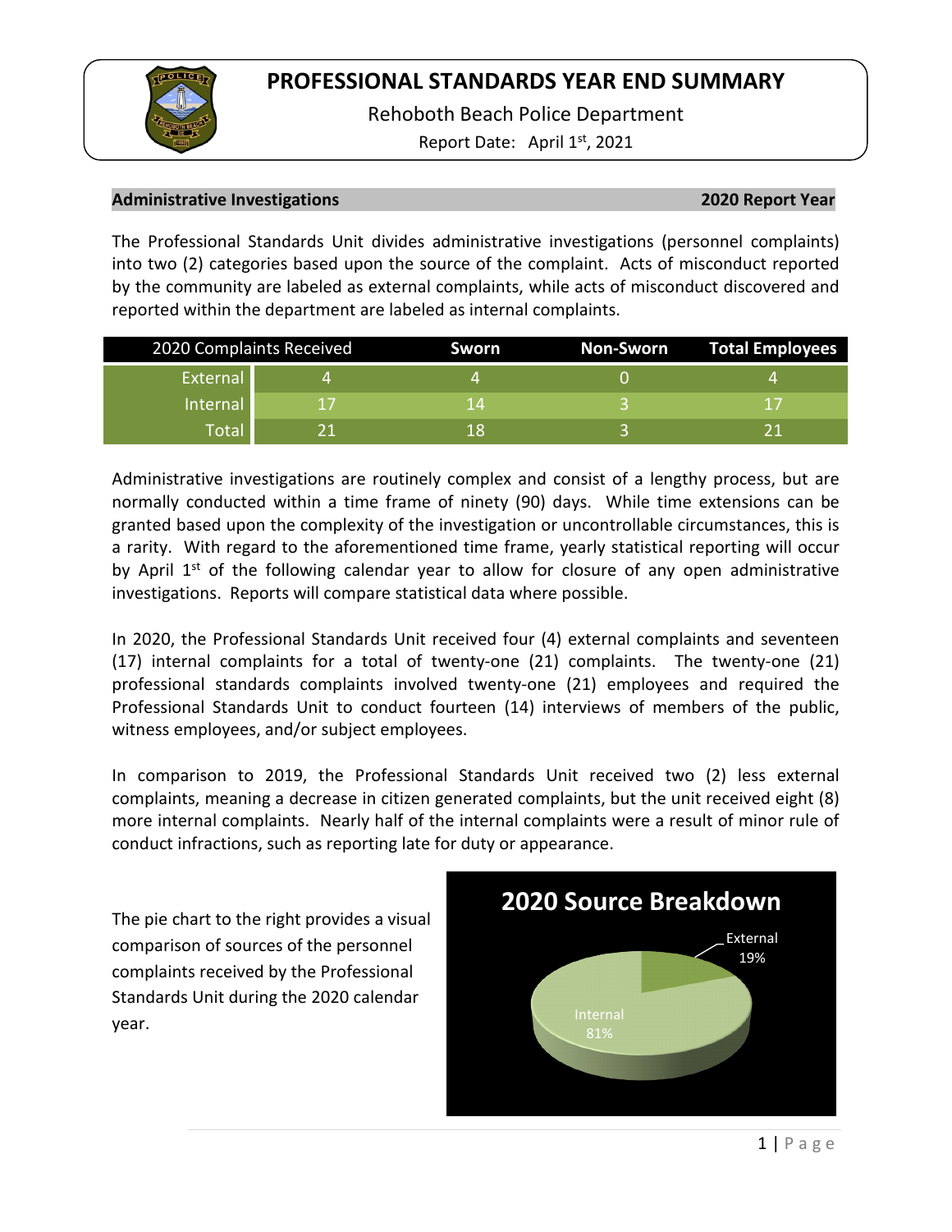# PROFESSIONAL STANDARDS YEAR END SUMMARY

Rehoboth Beach Police Department

Report Date: April 1st, 2021

## Administrative Investigations — 2020 Report Year

The Professional Standards Unit divides administrative investigations (personnel complaints) into two (2) categories based upon the source of the complaint. Acts of misconduct reported by the community are labeled as external complaints, while acts of misconduct discovered and reported within the department are labeled as internal complaints.

| 2020 Complaints Received | | Sworn | Non-Sworn | Total Employees |
|---|---|---|---|---|
| External | 4 | 4 | 0 | 4 |
| Internal | 17 | 14 | 3 | 17 |
| Total | 21 | 18 | 3 | 21 |

Administrative investigations are routinely complex and consist of a lengthy process, but are normally conducted within a time frame of ninety (90) days. While time extensions can be granted based upon the complexity of the investigation or uncontrollable circumstances, this is a rarity. With regard to the aforementioned time frame, yearly statistical reporting will occur by April 1st of the following calendar year to allow for closure of any open administrative investigations. Reports will compare statistical data where possible.

In 2020, the Professional Standards Unit received four (4) external complaints and seventeen (17) internal complaints for a total of twenty-one (21) complaints. The twenty-one (21) professional standards complaints involved twenty-one (21) employees and required the Professional Standards Unit to conduct fourteen (14) interviews of members of the public, witness employees, and/or subject employees.

In comparison to 2019, the Professional Standards Unit received two (2) less external complaints, meaning a decrease in citizen generated complaints, but the unit received eight (8) more internal complaints. Nearly half of the internal complaints were a result of minor rule of conduct infractions, such as reporting late for duty or appearance.

The pie chart to the right provides a visual comparison of sources of the personnel complaints received by the Professional Standards Unit during the 2020 calendar year.

**2020 Source Breakdown**

- External: 19%
- Internal: 81%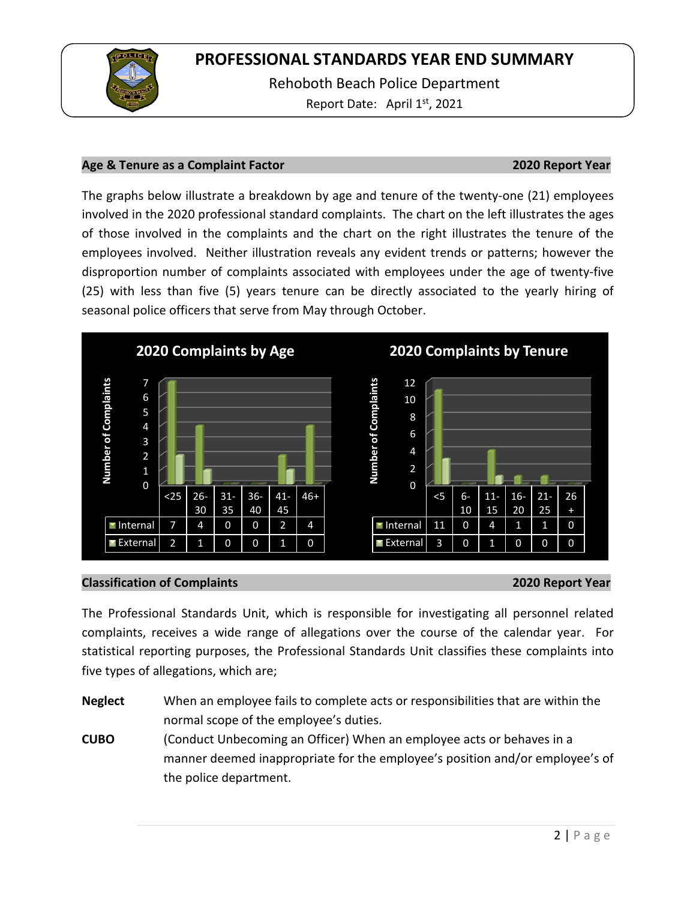# PROFESSIONAL STANDARDS YEAR END SUMMARY

Rehoboth Beach Police Department

Report Date: April 1st, 2021

## Age & Tenure as a Complaint Factor — 2020 Report Year

The graphs below illustrate a breakdown by age and tenure of the twenty-one (21) employees involved in the 2020 professional standard complaints. The chart on the left illustrates the ages of those involved in the complaints and the chart on the right illustrates the tenure of the employees involved. Neither illustration reveals any evident trends or patterns; however the disproportion number of complaints associated with employees under the age of twenty-five (25) with less than five (5) years tenure can be directly associated to the yearly hiring of seasonal police officers that serve from May through October.

**2020 Complaints by Age**

| | <25 | 26-30 | 31-35 | 36-40 | 41-45 | 46+ |
|---|---|---|---|---|---|---|
| Internal | 7 | 4 | 0 | 0 | 2 | 4 |
| External | 2 | 1 | 0 | 0 | 1 | 0 |

**2020 Complaints by Tenure**

| | <5 | 6-10 | 11-15 | 16-20 | 21-25 | 26+ |
|---|---|---|---|---|---|---|
| Internal | 11 | 0 | 4 | 1 | 1 | 0 |
| External | 3 | 0 | 1 | 0 | 0 | 0 |

## Classification of Complaints — 2020 Report Year

The Professional Standards Unit, which is responsible for investigating all personnel related complaints, receives a wide range of allegations over the course of the calendar year. For statistical reporting purposes, the Professional Standards Unit classifies these complaints into five types of allegations, which are;

**Neglect** — When an employee fails to complete acts or responsibilities that are within the normal scope of the employee's duties.

**CUBO** — (Conduct Unbecoming an Officer) When an employee acts or behaves in a manner deemed inappropriate for the employee's position and/or employee's of the police department.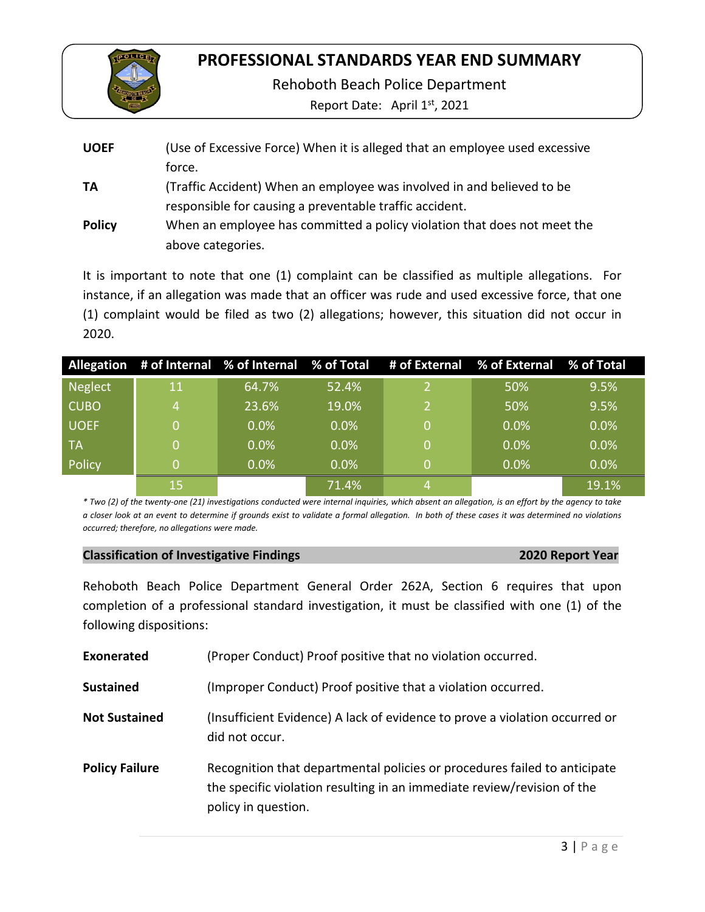**UOEF** (Use of Excessive Force) When it is alleged that an employee used excessive force.

**TA** (Traffic Accident) When an employee was involved in and believed to be responsible for causing a preventable traffic accident.

**Policy** When an employee has committed a policy violation that does not meet the above categories.

It is important to note that one (1) complaint can be classified as multiple allegations. For instance, if an allegation was made that an officer was rude and used excessive force, that one (1) complaint would be filed as two (2) allegations; however, this situation did not occur in 2020.

| Allegation | # of Internal | % of Internal | % of Total | # of External | % of External | % of Total |
|---|---|---|---|---|---|---|
| Neglect | 11 | 64.7% | 52.4% | 2 | 50% | 9.5% |
| CUBO | 4 | 23.6% | 19.0% | 2 | 50% | 9.5% |
| UOEF | 0 | 0.0% | 0.0% | 0 | 0.0% | 0.0% |
| TA | 0 | 0.0% | 0.0% | 0 | 0.0% | 0.0% |
| Policy | 0 | 0.0% | 0.0% | 0 | 0.0% | 0.0% |
| | 15 | | 71.4% | 4 | | 19.1% |

*\* Two (2) of the twenty-one (21) investigations conducted were internal inquiries, which absent an allegation, is an effort by the agency to take a closer look at an event to determine if grounds exist to validate a formal allegation. In both of these cases it was determined no violations occurred; therefore, no allegations were made.*

## Classification of Investigative Findings — 2020 Report Year

Rehoboth Beach Police Department General Order 262A, Section 6 requires that upon completion of a professional standard investigation, it must be classified with one (1) of the following dispositions:

**Exonerated** (Proper Conduct) Proof positive that no violation occurred.

**Sustained** (Improper Conduct) Proof positive that a violation occurred.

**Not Sustained** (Insufficient Evidence) A lack of evidence to prove a violation occurred or did not occur.

**Policy Failure** Recognition that departmental policies or procedures failed to anticipate the specific violation resulting in an immediate review/revision of the policy in question.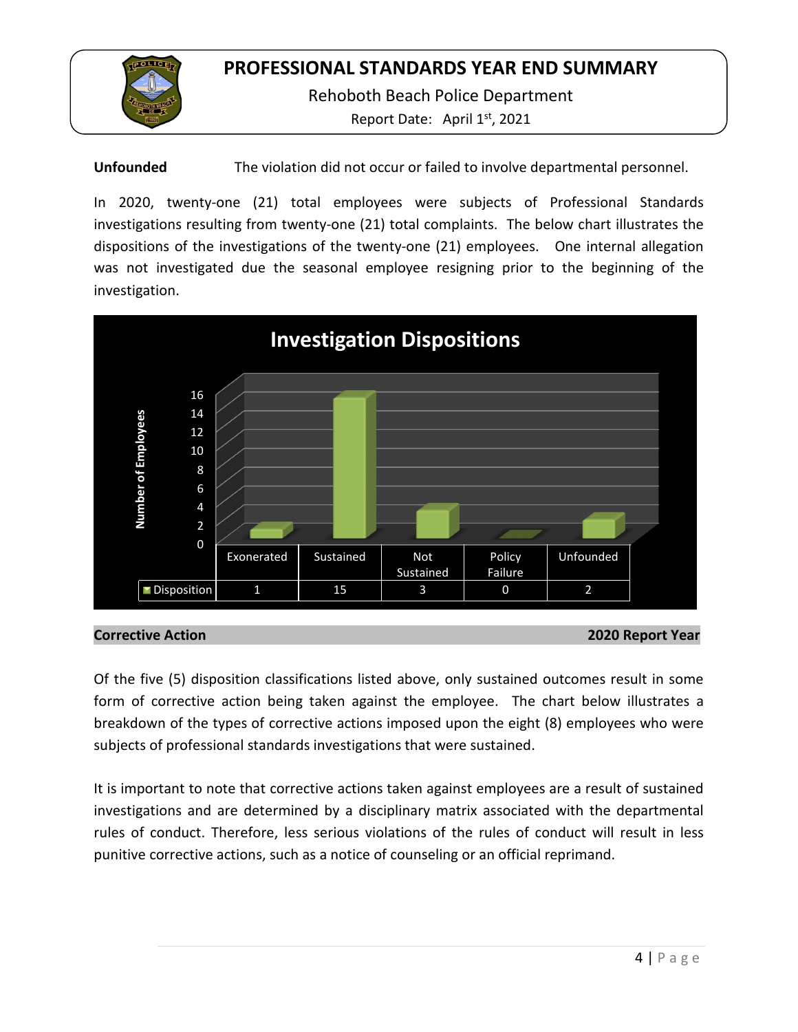**Unfounded** The violation did not occur or failed to involve departmental personnel.

In 2020, twenty-one (21) total employees were subjects of Professional Standards investigations resulting from twenty-one (21) total complaints. The below chart illustrates the dispositions of the investigations of the twenty-one (21) employees. One internal allegation was not investigated due the seasonal employee resigning prior to the beginning of the investigation.

**Investigation Dispositions**

| | Exonerated | Sustained | Not Sustained | Policy Failure | Unfounded |
|---|---|---|---|---|---|
| Disposition | 1 | 15 | 3 | 0 | 2 |

**Corrective Action** **2020 Report Year**

Of the five (5) disposition classifications listed above, only sustained outcomes result in some form of corrective action being taken against the employee. The chart below illustrates a breakdown of the types of corrective actions imposed upon the eight (8) employees who were subjects of professional standards investigations that were sustained.

It is important to note that corrective actions taken against employees are a result of sustained investigations and are determined by a disciplinary matrix associated with the departmental rules of conduct. Therefore, less serious violations of the rules of conduct will result in less punitive corrective actions, such as a notice of counseling or an official reprimand.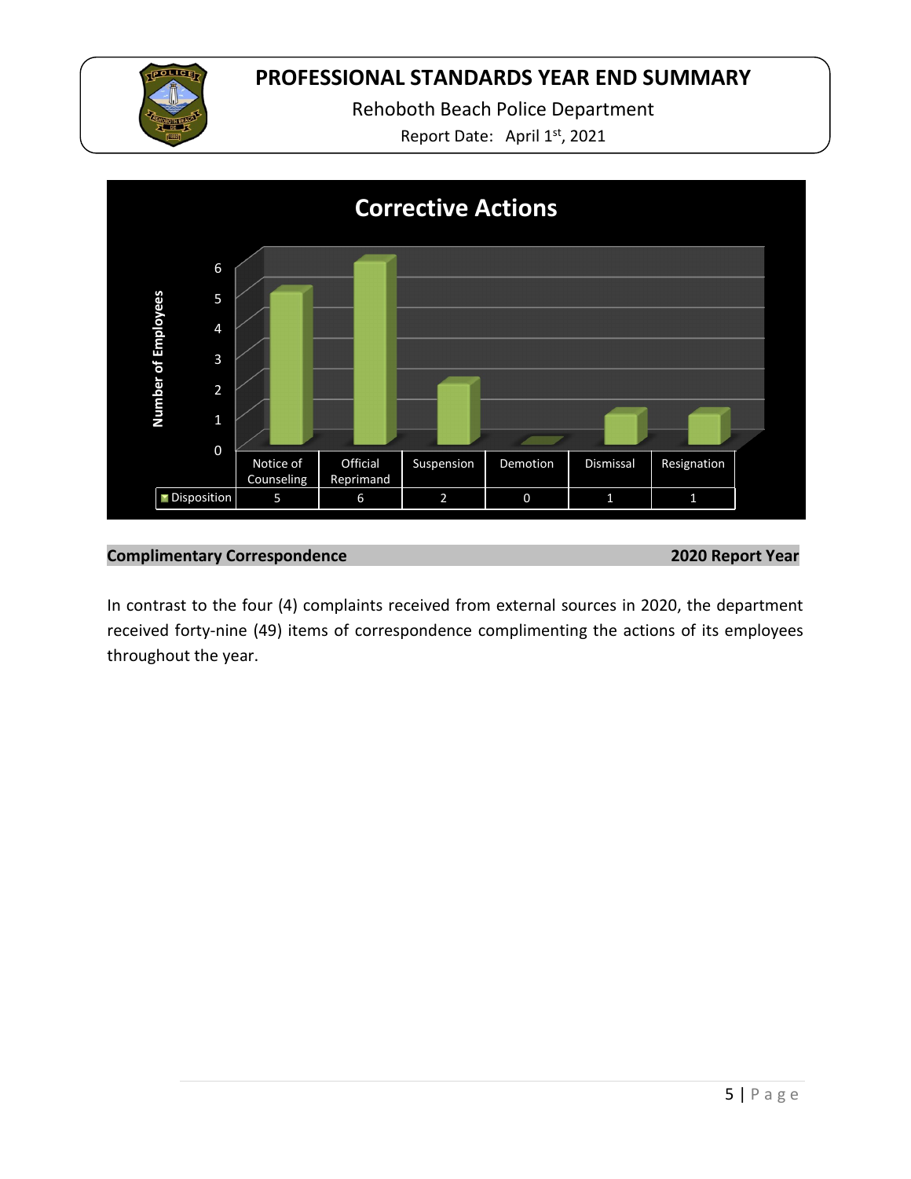# PROFESSIONAL STANDARDS YEAR END SUMMARY

Rehoboth Beach Police Department

Report Date: April 1st, 2021

**Corrective Actions**

Number of Employees

6
5
4
3
2
1
0

Notice of Counseling
Official Reprimand
Suspension
Demotion
Dismissal
Resignation

Disposition
5
6
2
0
1
1

**Complimentary Correspondence** **2020 Report Year**

In contrast to the four (4) complaints received from external sources in 2020, the department received forty-nine (49) items of correspondence complimenting the actions of its employees throughout the year.